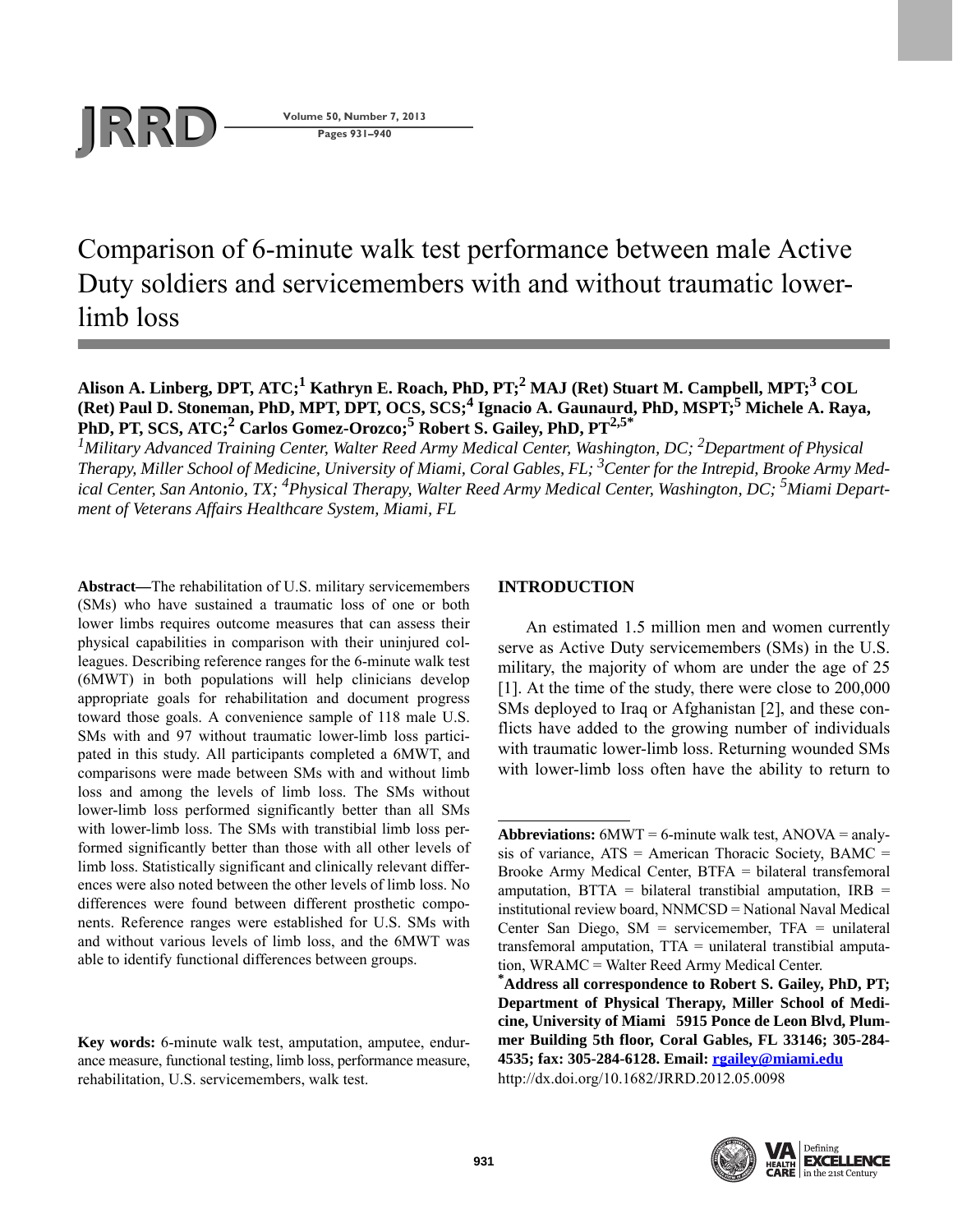# Comparison of 6-minute walk test performance between male Active Duty soldiers and servicemembers with and without traumatic lower-limb loss

**Alison A. Linberg, DPT, ATC;[1] Kathryn E. Roach, PhD, PT;[2] MAJ (Ret) Stuart M. Campbell, MPT;[3] COL (Ret) Paul D. Stoneman, PhD, MPT, DPT, OCS, SCS;[4] Ignacio A. Gaunaurd, PhD, MSPT;[5] Michele A. Raya, PhD, PT, SCS, ATC;[2] Carlos Gomez-Orozco;[5] Robert S. Gailey, PhD, PT[2,5*]**

*[1]Military Advanced Training Center, Walter Reed Army Medical Center, Washington, DC; [2]Department of Physical Therapy, Miller School of Medicine, University of Miami, Coral Gables, FL; [3]Center for the Intrepid, Brooke Army Medical Center, San Antonio, TX; [4]Physical Therapy, Walter Reed Army Medical Center, Washington, DC; [5]Miami Department of Veterans Affairs Healthcare System, Miami, FL*

**Abstract—**The rehabilitation of U.S. military servicemembers (SMs) who have sustained a traumatic loss of one or both lower limbs requires outcome measures that can assess their physical capabilities in comparison with their uninjured colleagues. Describing reference ranges for the 6-minute walk test (6MWT) in both populations will help clinicians develop appropriate goals for rehabilitation and document progress toward those goals. A convenience sample of 118 male U.S. SMs with and 97 without traumatic lower-limb loss participated in this study. All participants completed a 6MWT, and comparisons were made between SMs with and without limb loss and among the levels of limb loss. The SMs without lower-limb loss performed significantly better than all SMs with lower-limb loss. The SMs with transtibial limb loss performed significantly better than those with all other levels of limb loss. Statistically significant and clinically relevant differences were also noted between the other levels of limb loss. No differences were found between different prosthetic components. Reference ranges were established for U.S. SMs with and without various levels of limb loss, and the 6MWT was able to identify functional differences between groups.

**Key words:** 6-minute walk test, amputation, amputee, endurance measure, functional testing, limb loss, performance measure, rehabilitation, U.S. servicemembers, walk test.

## INTRODUCTION

An estimated 1.5 million men and women currently serve as Active Duty servicemembers (SMs) in the U.S. military, the majority of whom are under the age of 25 [1]. At the time of the study, there were close to 200,000 SMs deployed to Iraq or Afghanistan [2], and these conflicts have added to the growing number of individuals with traumatic lower-limb loss. Returning wounded SMs with lower-limb loss often have the ability to return to

---

**Abbreviations:** 6MWT = 6-minute walk test, ANOVA = analysis of variance, ATS = American Thoracic Society, BAMC = Brooke Army Medical Center, BTFA = bilateral transfemoral amputation, BTTA = bilateral transtibial amputation, IRB = institutional review board, NNMCSD = National Naval Medical Center San Diego, SM = servicemember, TFA = unilateral transfemoral amputation, TTA = unilateral transtibial amputation, WRAMC = Walter Reed Army Medical Center.

**\*Address all correspondence to Robert S. Gailey, PhD, PT; Department of Physical Therapy, Miller School of Medicine, University of Miami 5915 Ponce de Leon Blvd, Plummer Building 5th floor, Coral Gables, FL 33146; 305-284-4535; fax: 305-284-6128. Email: rgailey@miami.edu**

http://dx.doi.org/10.1682/JRRD.2012.05.0098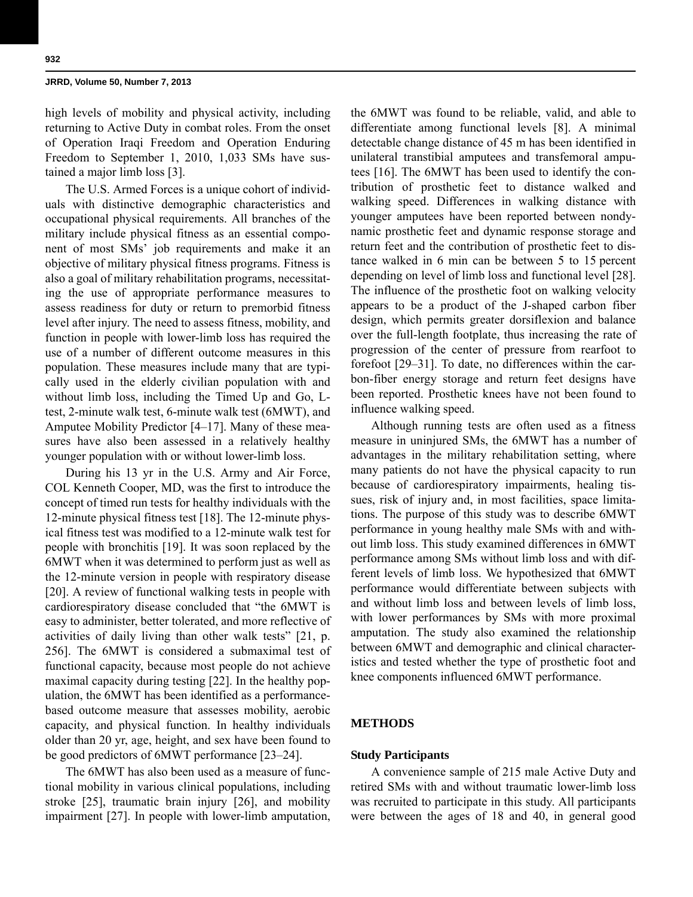high levels of mobility and physical activity, including returning to Active Duty in combat roles. From the onset of Operation Iraqi Freedom and Operation Enduring Freedom to September 1, 2010, 1,033 SMs have sustained a major limb loss [3].

The U.S. Armed Forces is a unique cohort of individuals with distinctive demographic characteristics and occupational physical requirements. All branches of the military include physical fitness as an essential component of most SMs' job requirements and make it an objective of military physical fitness programs. Fitness is also a goal of military rehabilitation programs, necessitating the use of appropriate performance measures to assess readiness for duty or return to premorbid fitness level after injury. The need to assess fitness, mobility, and function in people with lower-limb loss has required the use of a number of different outcome measures in this population. These measures include many that are typically used in the elderly civilian population with and without limb loss, including the Timed Up and Go, L-test, 2-minute walk test, 6-minute walk test (6MWT), and Amputee Mobility Predictor [4–17]. Many of these measures have also been assessed in a relatively healthy younger population with or without lower-limb loss.

During his 13 yr in the U.S. Army and Air Force, COL Kenneth Cooper, MD, was the first to introduce the concept of timed run tests for healthy individuals with the 12-minute physical fitness test [18]. The 12-minute physical fitness test was modified to a 12-minute walk test for people with bronchitis [19]. It was soon replaced by the 6MWT when it was determined to perform just as well as the 12-minute version in people with respiratory disease [20]. A review of functional walking tests in people with cardiorespiratory disease concluded that "the 6MWT is easy to administer, better tolerated, and more reflective of activities of daily living than other walk tests" [21, p. 256]. The 6MWT is considered a submaximal test of functional capacity, because most people do not achieve maximal capacity during testing [22]. In the healthy population, the 6MWT has been identified as a performance-based outcome measure that assesses mobility, aerobic capacity, and physical function. In healthy individuals older than 20 yr, age, height, and sex have been found to be good predictors of 6MWT performance [23–24].

The 6MWT has also been used as a measure of functional mobility in various clinical populations, including stroke [25], traumatic brain injury [26], and mobility impairment [27]. In people with lower-limb amputation, the 6MWT was found to be reliable, valid, and able to differentiate among functional levels [8]. A minimal detectable change distance of 45 m has been identified in unilateral transtibial amputees and transfemoral amputees [16]. The 6MWT has been used to identify the contribution of prosthetic feet to distance walked and walking speed. Differences in walking distance with younger amputees have been reported between nondynamic prosthetic feet and dynamic response storage and return feet and the contribution of prosthetic feet to distance walked in 6 min can be between 5 to 15 percent depending on level of limb loss and functional level [28]. The influence of the prosthetic foot on walking velocity appears to be a product of the J-shaped carbon fiber design, which permits greater dorsiflexion and balance over the full-length footplate, thus increasing the rate of progression of the center of pressure from rearfoot to forefoot [29–31]. To date, no differences within the carbon-fiber energy storage and return feet designs have been reported. Prosthetic knees have not been found to influence walking speed.

Although running tests are often used as a fitness measure in uninjured SMs, the 6MWT has a number of advantages in the military rehabilitation setting, where many patients do not have the physical capacity to run because of cardiorespiratory impairments, healing tissues, risk of injury and, in most facilities, space limitations. The purpose of this study was to describe 6MWT performance in young healthy male SMs with and without limb loss. This study examined differences in 6MWT performance among SMs without limb loss and with different levels of limb loss. We hypothesized that 6MWT performance would differentiate between subjects with and without limb loss and between levels of limb loss, with lower performances by SMs with more proximal amputation. The study also examined the relationship between 6MWT and demographic and clinical characteristics and tested whether the type of prosthetic foot and knee components influenced 6MWT performance.

## METHODS

### Study Participants

A convenience sample of 215 male Active Duty and retired SMs with and without traumatic lower-limb loss was recruited to participate in this study. All participants were between the ages of 18 and 40, in general good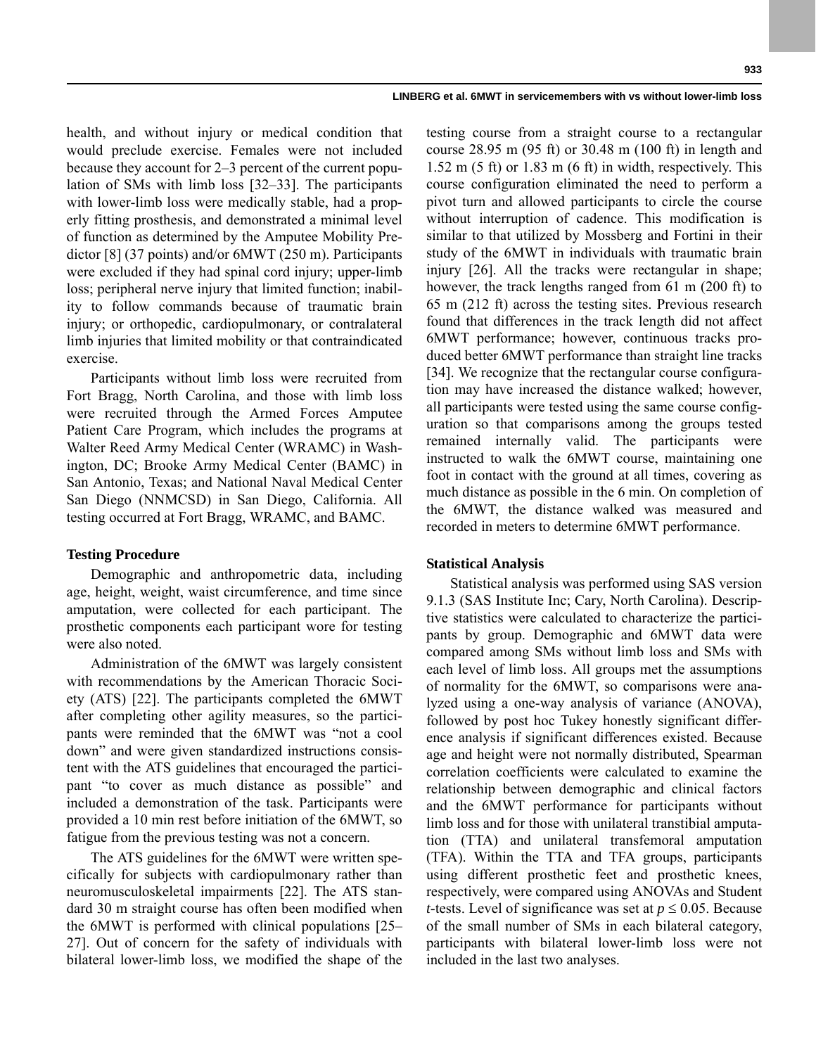health, and without injury or medical condition that would preclude exercise. Females were not included because they account for 2–3 percent of the current population of SMs with limb loss [32–33]. The participants with lower-limb loss were medically stable, had a properly fitting prosthesis, and demonstrated a minimal level of function as determined by the Amputee Mobility Predictor [8] (37 points) and/or 6MWT (250 m). Participants were excluded if they had spinal cord injury; upper-limb loss; peripheral nerve injury that limited function; inability to follow commands because of traumatic brain injury; or orthopedic, cardiopulmonary, or contralateral limb injuries that limited mobility or that contraindicated exercise.

Participants without limb loss were recruited from Fort Bragg, North Carolina, and those with limb loss were recruited through the Armed Forces Amputee Patient Care Program, which includes the programs at Walter Reed Army Medical Center (WRAMC) in Washington, DC; Brooke Army Medical Center (BAMC) in San Antonio, Texas; and National Naval Medical Center San Diego (NNMCSD) in San Diego, California. All testing occurred at Fort Bragg, WRAMC, and BAMC.

### Testing Procedure

Demographic and anthropometric data, including age, height, weight, waist circumference, and time since amputation, were collected for each participant. The prosthetic components each participant wore for testing were also noted.

Administration of the 6MWT was largely consistent with recommendations by the American Thoracic Society (ATS) [22]. The participants completed the 6MWT after completing other agility measures, so the participants were reminded that the 6MWT was "not a cool down" and were given standardized instructions consistent with the ATS guidelines that encouraged the participant "to cover as much distance as possible" and included a demonstration of the task. Participants were provided a 10 min rest before initiation of the 6MWT, so fatigue from the previous testing was not a concern.

The ATS guidelines for the 6MWT were written specifically for subjects with cardiopulmonary rather than neuromusculoskeletal impairments [22]. The ATS standard 30 m straight course has often been modified when the 6MWT is performed with clinical populations [25–27]. Out of concern for the safety of individuals with bilateral lower-limb loss, we modified the shape of the testing course from a straight course to a rectangular course 28.95 m (95 ft) or 30.48 m (100 ft) in length and 1.52 m (5 ft) or 1.83 m (6 ft) in width, respectively. This course configuration eliminated the need to perform a pivot turn and allowed participants to circle the course without interruption of cadence. This modification is similar to that utilized by Mossberg and Fortini in their study of the 6MWT in individuals with traumatic brain injury [26]. All the tracks were rectangular in shape; however, the track lengths ranged from 61 m (200 ft) to 65 m (212 ft) across the testing sites. Previous research found that differences in the track length did not affect 6MWT performance; however, continuous tracks produced better 6MWT performance than straight line tracks [34]. We recognize that the rectangular course configuration may have increased the distance walked; however, all participants were tested using the same course configuration so that comparisons among the groups tested remained internally valid. The participants were instructed to walk the 6MWT course, maintaining one foot in contact with the ground at all times, covering as much distance as possible in the 6 min. On completion of the 6MWT, the distance walked was measured and recorded in meters to determine 6MWT performance.

### Statistical Analysis

Statistical analysis was performed using SAS version 9.1.3 (SAS Institute Inc; Cary, North Carolina). Descriptive statistics were calculated to characterize the participants by group. Demographic and 6MWT data were compared among SMs without limb loss and SMs with each level of limb loss. All groups met the assumptions of normality for the 6MWT, so comparisons were analyzed using a one-way analysis of variance (ANOVA), followed by post hoc Tukey honestly significant difference analysis if significant differences existed. Because age and height were not normally distributed, Spearman correlation coefficients were calculated to examine the relationship between demographic and clinical factors and the 6MWT performance for participants without limb loss and for those with unilateral transtibial amputation (TTA) and unilateral transfemoral amputation (TFA). Within the TTA and TFA groups, participants using different prosthetic feet and prosthetic knees, respectively, were compared using ANOVAs and Student *t*-tests. Level of significance was set at $p \leq 0.05$. Because of the small number of SMs in each bilateral category, participants with bilateral lower-limb loss were not included in the last two analyses.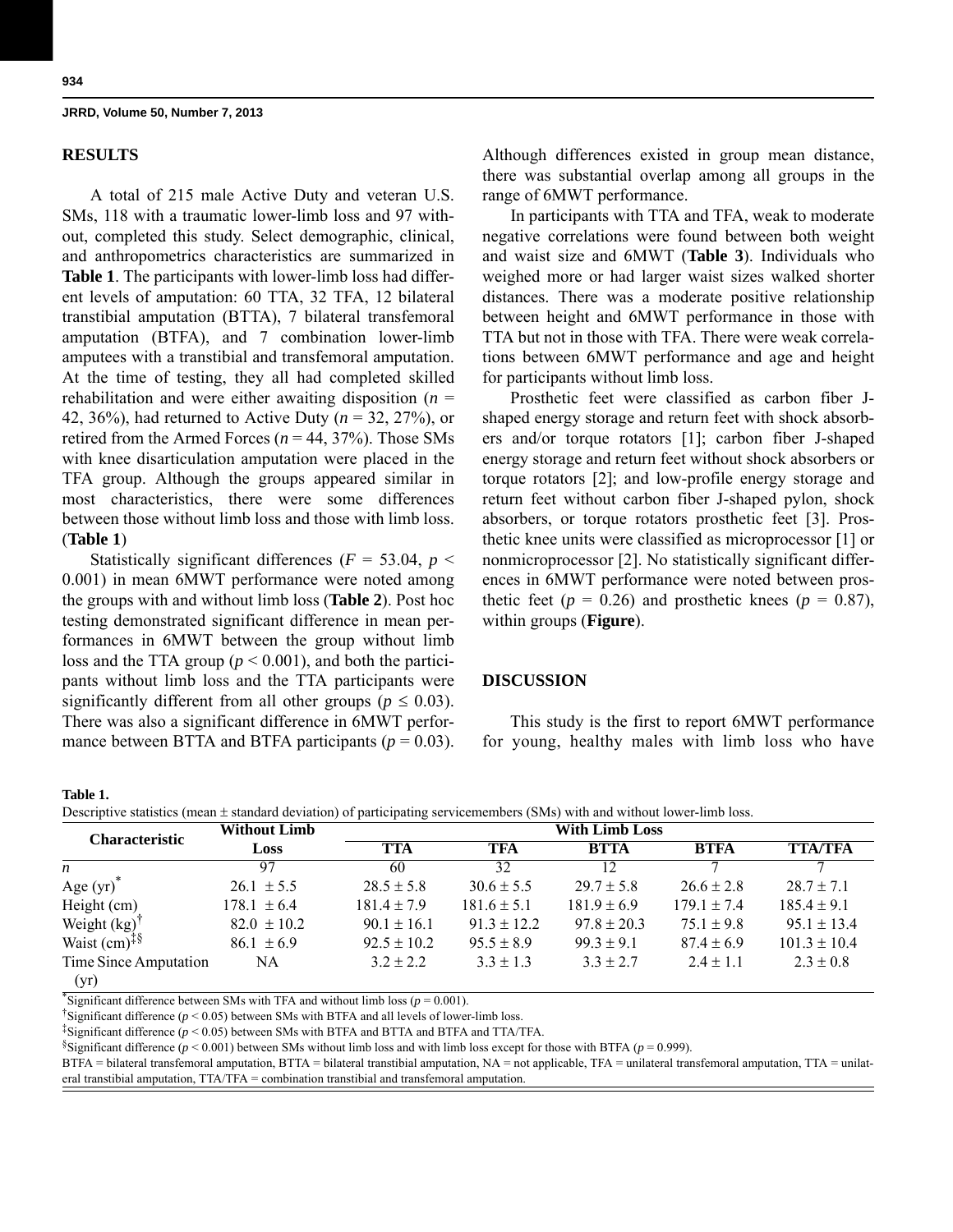## RESULTS

A total of 215 male Active Duty and veteran U.S. SMs, 118 with a traumatic lower-limb loss and 97 without, completed this study. Select demographic, clinical, and anthropometrics characteristics are summarized in **Table 1**. The participants with lower-limb loss had different levels of amputation: 60 TTA, 32 TFA, 12 bilateral transtibial amputation (BTTA), 7 bilateral transfemoral amputation (BTFA), and 7 combination lower-limb amputees with a transtibial and transfemoral amputation. At the time of testing, they all had completed skilled rehabilitation and were either awaiting disposition ($n$ = 42, 36%), had returned to Active Duty ($n$ = 32, 27%), or retired from the Armed Forces ($n$ = 44, 37%). Those SMs with knee disarticulation amputation were placed in the TFA group. Although the groups appeared similar in most characteristics, there were some differences between those without limb loss and those with limb loss. (**Table 1**)

Statistically significant differences ($F$ = 53.04, $p$ < 0.001) in mean 6MWT performance were noted among the groups with and without limb loss (**Table 2**). Post hoc testing demonstrated significant difference in mean performances in 6MWT between the group without limb loss and the TTA group ($p$ < 0.001), and both the participants without limb loss and the TTA participants were significantly different from all other groups ($p \leq 0.03$). There was also a significant difference in 6MWT performance between BTTA and BTFA participants ($p$ = 0.03). Although differences existed in group mean distance, there was substantial overlap among all groups in the range of 6MWT performance.

In participants with TTA and TFA, weak to moderate negative correlations were found between both weight and waist size and 6MWT (**Table 3**). Individuals who weighed more or had larger waist sizes walked shorter distances. There was a moderate positive relationship between height and 6MWT performance in those with TTA but not in those with TFA. There were weak correlations between 6MWT performance and age and height for participants without limb loss.

Prosthetic feet were classified as carbon fiber J-shaped energy storage and return feet with shock absorbers and/or torque rotators [1]; carbon fiber J-shaped energy storage and return feet without shock absorbers or torque rotators [2]; and low-profile energy storage and return feet without carbon fiber J-shaped pylon, shock absorbers, or torque rotators prosthetic feet [3]. Prosthetic knee units were classified as microprocessor [1] or nonmicroprocessor [2]. No statistically significant differences in 6MWT performance were noted between prosthetic feet ($p$ = 0.26) and prosthetic knees ($p$ = 0.87), within groups (**Figure**).

## DISCUSSION

This study is the first to report 6MWT performance for young, healthy males with limb loss who have

**Table 1.**

Descriptive statistics (mean ± standard deviation) of participating servicemembers (SMs) with and without lower-limb loss.

| Characteristic | Without Limb Loss | With Limb Loss | | | | |
|---|---|---|---|---|---|---|
| | | TTA | TFA | BTTA | BTFA | TTA/TFA |
| $n$ | 97 | 60 | 32 | 12 | 7 | 7 |
| Age (yr)* | 26.1 ± 5.5 | 28.5 ± 5.8 | 30.6 ± 5.5 | 29.7 ± 5.8 | 26.6 ± 2.8 | 28.7 ± 7.1 |
| Height (cm) | 178.1 ± 6.4 | 181.4 ± 7.9 | 181.6 ± 5.1 | 181.9 ± 6.9 | 179.1 ± 7.4 | 185.4 ± 9.1 |
| Weight (kg)† | 82.0 ± 10.2 | 90.1 ± 16.1 | 91.3 ± 12.2 | 97.8 ± 20.3 | 75.1 ± 9.8 | 95.1 ± 13.4 |
| Waist (cm)‡§ | 86.1 ± 6.9 | 92.5 ± 10.2 | 95.5 ± 8.9 | 99.3 ± 9.1 | 87.4 ± 6.9 | 101.3 ± 10.4 |
| Time Since Amputation (yr) | NA | 3.2 ± 2.2 | 3.3 ± 1.3 | 3.3 ± 2.7 | 2.4 ± 1.1 | 2.3 ± 0.8 |

*Significant difference between SMs with TFA and without limb loss ($p$ = 0.001).

†Significant difference ($p$ < 0.05) between SMs with BTFA and all levels of lower-limb loss.

‡Significant difference ($p$ < 0.05) between SMs with BTFA and BTTA and BTFA and TTA/TFA.

§Significant difference ($p$ < 0.001) between SMs without limb loss and with limb loss except for those with BTFA ($p$ = 0.999).

BTFA = bilateral transfemoral amputation, BTTA = bilateral transtibial amputation, NA = not applicable, TFA = unilateral transfemoral amputation, TTA = unilateral transtibial amputation, TTA/TFA = combination transtibial and transfemoral amputation.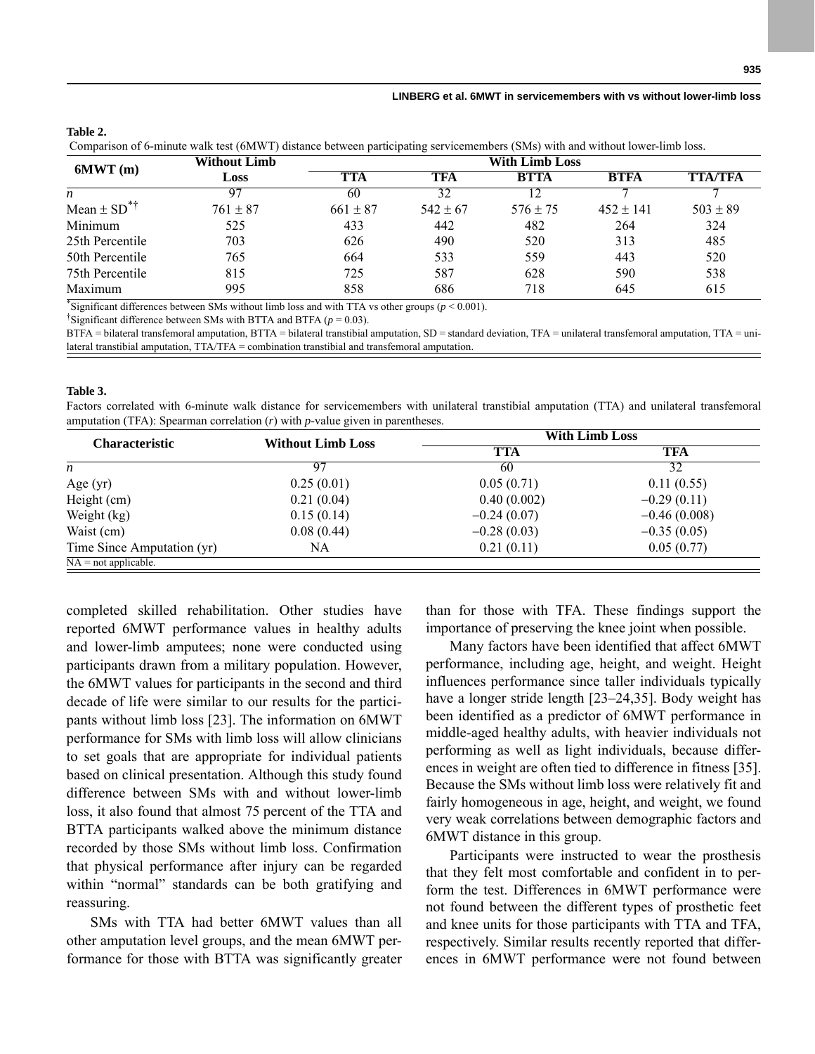**Table 2.**
Comparison of 6-minute walk test (6MWT) distance between participating servicemembers (SMs) with and without lower-limb loss.

| 6MWT (m) | Without Limb Loss | With Limb Loss | | | | |
|---|---|---|---|---|---|---|
| | | TTA | TFA | BTTA | BTFA | TTA/TFA |
| *n* | 97 | 60 | 32 | 12 | 7 | 7 |
| Mean ± SD*† | 761 ± 87 | 661 ± 87 | 542 ± 67 | 576 ± 75 | 452 ± 141 | 503 ± 89 |
| Minimum | 525 | 433 | 442 | 482 | 264 | 324 |
| 25th Percentile | 703 | 626 | 490 | 520 | 313 | 485 |
| 50th Percentile | 765 | 664 | 533 | 559 | 443 | 520 |
| 75th Percentile | 815 | 725 | 587 | 628 | 590 | 538 |
| Maximum | 995 | 858 | 686 | 718 | 645 | 615 |

*Significant differences between SMs without limb loss and with TTA vs other groups ($p < 0.001$).
†Significant difference between SMs with BTTA and BTFA ($p = 0.03$).
BTFA = bilateral transfemoral amputation, BTTA = bilateral transtibial amputation, SD = standard deviation, TFA = unilateral transfemoral amputation, TTA = unilateral transtibial amputation, TTA/TFA = combination transtibial and transfemoral amputation.

**Table 3.**
Factors correlated with 6-minute walk distance for servicemembers with unilateral transtibial amputation (TTA) and unilateral transfemoral amputation (TFA): Spearman correlation (*r*) with *p*-value given in parentheses.

| Characteristic | Without Limb Loss | With Limb Loss | |
|---|---|---|---|
| | | TTA | TFA |
| *n* | 97 | 60 | 32 |
| Age (yr) | 0.25 (0.01) | 0.05 (0.71) | 0.11 (0.55) |
| Height (cm) | 0.21 (0.04) | 0.40 (0.002) | −0.29 (0.11) |
| Weight (kg) | 0.15 (0.14) | −0.24 (0.07) | −0.46 (0.008) |
| Waist (cm) | 0.08 (0.44) | −0.28 (0.03) | −0.35 (0.05) |
| Time Since Amputation (yr) | NA | 0.21 (0.11) | 0.05 (0.77) |

NA = not applicable.

completed skilled rehabilitation. Other studies have reported 6MWT performance values in healthy adults and lower-limb amputees; none were conducted using participants drawn from a military population. However, the 6MWT values for participants in the second and third decade of life were similar to our results for the participants without limb loss [23]. The information on 6MWT performance for SMs with limb loss will allow clinicians to set goals that are appropriate for individual patients based on clinical presentation. Although this study found difference between SMs with and without lower-limb loss, it also found that almost 75 percent of the TTA and BTTA participants walked above the minimum distance recorded by those SMs without limb loss. Confirmation that physical performance after injury can be regarded within "normal" standards can be both gratifying and reassuring.

SMs with TTA had better 6MWT values than all other amputation level groups, and the mean 6MWT performance for those with BTTA was significantly greater than for those with TFA. These findings support the importance of preserving the knee joint when possible.

Many factors have been identified that affect 6MWT performance, including age, height, and weight. Height influences performance since taller individuals typically have a longer stride length [23–24,35]. Body weight has been identified as a predictor of 6MWT performance in middle-aged healthy adults, with heavier individuals not performing as well as light individuals, because differences in weight are often tied to difference in fitness [35]. Because the SMs without limb loss were relatively fit and fairly homogeneous in age, height, and weight, we found very weak correlations between demographic factors and 6MWT distance in this group.

Participants were instructed to wear the prosthesis that they felt most comfortable and confident in to perform the test. Differences in 6MWT performance were not found between the different types of prosthetic feet and knee units for those participants with TTA and TFA, respectively. Similar results recently reported that differences in 6MWT performance were not found between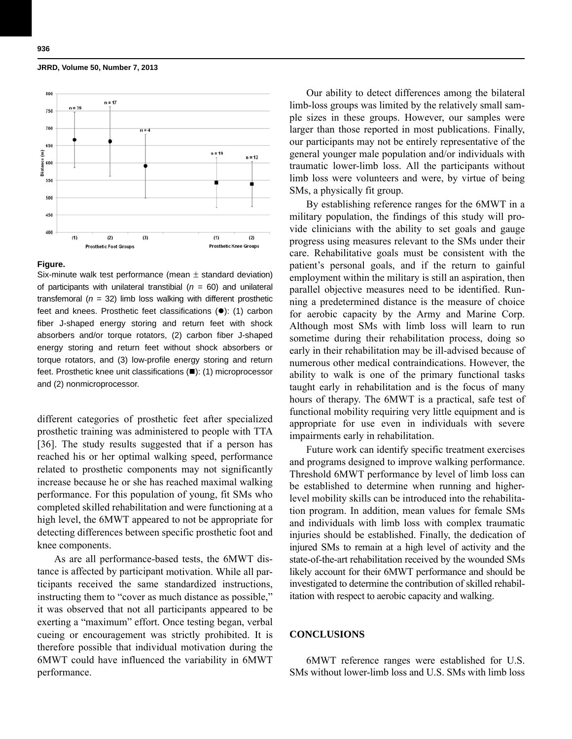**Figure.**

Six-minute walk test performance (mean ± standard deviation) of participants with unilateral transtibial ($n$ = 60) and unilateral transfemoral ($n$ = 32) limb loss walking with different prosthetic feet and knees. Prosthetic feet classifications (●): (1) carbon fiber J-shaped energy storing and return feet with shock absorbers and/or torque rotators, (2) carbon fiber J-shaped energy storing and return feet without shock absorbers or torque rotators, and (3) low-profile energy storing and return feet. Prosthetic knee unit classifications (■): (1) microprocessor and (2) nonmicroprocessor.

different categories of prosthetic feet after specialized prosthetic training was administered to people with TTA [36]. The study results suggested that if a person has reached his or her optimal walking speed, performance related to prosthetic components may not significantly increase because he or she has reached maximal walking performance. For this population of young, fit SMs who completed skilled rehabilitation and were functioning at a high level, the 6MWT appeared to not be appropriate for detecting differences between specific prosthetic foot and knee components.

As are all performance-based tests, the 6MWT distance is affected by participant motivation. While all participants received the same standardized instructions, instructing them to "cover as much distance as possible," it was observed that not all participants appeared to be exerting a "maximum" effort. Once testing began, verbal cueing or encouragement was strictly prohibited. It is therefore possible that individual motivation during the 6MWT could have influenced the variability in 6MWT performance.

Our ability to detect differences among the bilateral limb-loss groups was limited by the relatively small sample sizes in these groups. However, our samples were larger than those reported in most publications. Finally, our participants may not be entirely representative of the general younger male population and/or individuals with traumatic lower-limb loss. All the participants without limb loss were volunteers and were, by virtue of being SMs, a physically fit group.

By establishing reference ranges for the 6MWT in a military population, the findings of this study will provide clinicians with the ability to set goals and gauge progress using measures relevant to the SMs under their care. Rehabilitative goals must be consistent with the patient's personal goals, and if the return to gainful employment within the military is still an aspiration, then parallel objective measures need to be identified. Running a predetermined distance is the measure of choice for aerobic capacity by the Army and Marine Corp. Although most SMs with limb loss will learn to run sometime during their rehabilitation process, doing so early in their rehabilitation may be ill-advised because of numerous other medical contraindications. However, the ability to walk is one of the primary functional tasks taught early in rehabilitation and is the focus of many hours of therapy. The 6MWT is a practical, safe test of functional mobility requiring very little equipment and is appropriate for use even in individuals with severe impairments early in rehabilitation.

Future work can identify specific treatment exercises and programs designed to improve walking performance. Threshold 6MWT performance by level of limb loss can be established to determine when running and higher-level mobility skills can be introduced into the rehabilitation program. In addition, mean values for female SMs and individuals with limb loss with complex traumatic injuries should be established. Finally, the dedication of injured SMs to remain at a high level of activity and the state-of-the-art rehabilitation received by the wounded SMs likely account for their 6MWT performance and should be investigated to determine the contribution of skilled rehabilitation with respect to aerobic capacity and walking.

## CONCLUSIONS

6MWT reference ranges were established for U.S. SMs without lower-limb loss and U.S. SMs with limb loss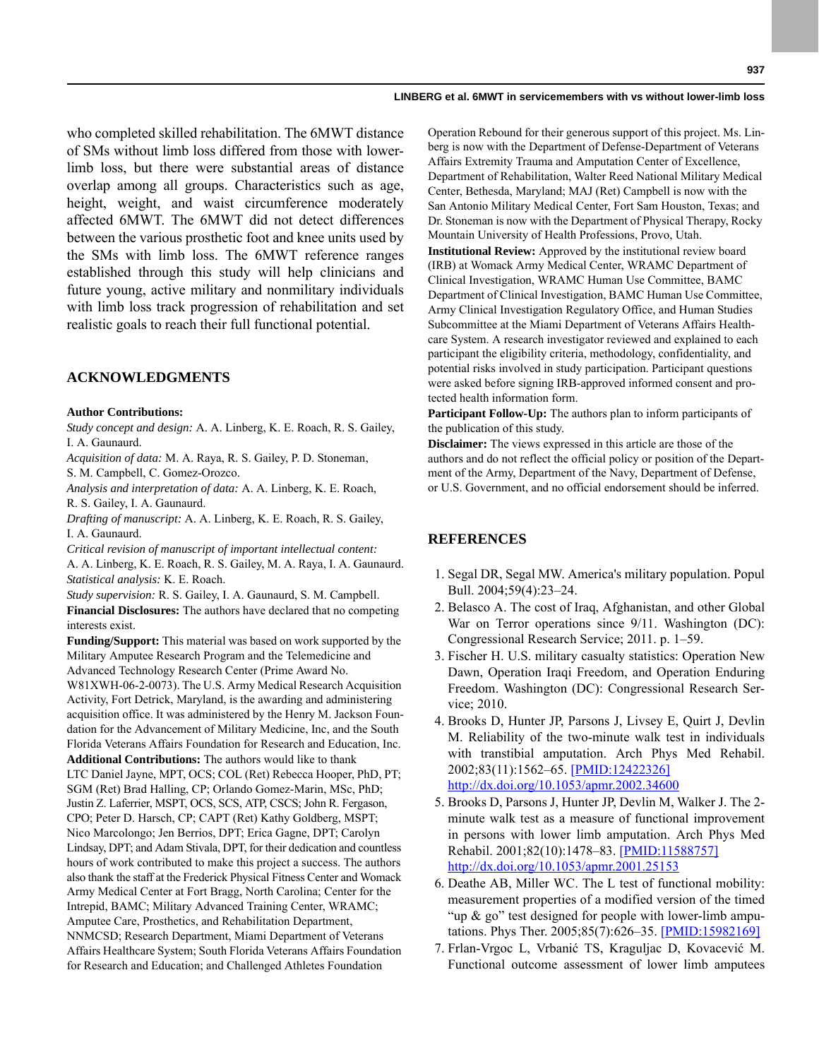who completed skilled rehabilitation. The 6MWT distance of SMs without limb loss differed from those with lower-limb loss, but there were substantial areas of distance overlap among all groups. Characteristics such as age, height, weight, and waist circumference moderately affected 6MWT. The 6MWT did not detect differences between the various prosthetic foot and knee units used by the SMs with limb loss. The 6MWT reference ranges established through this study will help clinicians and future young, active military and nonmilitary individuals with limb loss track progression of rehabilitation and set realistic goals to reach their full functional potential.

## ACKNOWLEDGMENTS

**Author Contributions:**

*Study concept and design:* A. A. Linberg, K. E. Roach, R. S. Gailey, I. A. Gaunaurd.

*Acquisition of data:* M. A. Raya, R. S. Gailey, P. D. Stoneman, S. M. Campbell, C. Gomez-Orozco.

*Analysis and interpretation of data:* A. A. Linberg, K. E. Roach, R. S. Gailey, I. A. Gaunaurd.

*Drafting of manuscript:* A. A. Linberg, K. E. Roach, R. S. Gailey, I. A. Gaunaurd.

*Critical revision of manuscript of important intellectual content:* A. A. Linberg, K. E. Roach, R. S. Gailey, M. A. Raya, I. A. Gaunaurd.

*Statistical analysis:* K. E. Roach.

*Study supervision:* R. S. Gailey, I. A. Gaunaurd, S. M. Campbell.

**Financial Disclosures:** The authors have declared that no competing interests exist.

**Funding/Support:** This material was based on work supported by the Military Amputee Research Program and the Telemedicine and Advanced Technology Research Center (Prime Award No. W81XWH-06-2-0073). The U.S. Army Medical Research Acquisition Activity, Fort Detrick, Maryland, is the awarding and administering acquisition office. It was administered by the Henry M. Jackson Foundation for the Advancement of Military Medicine, Inc, and the South Florida Veterans Affairs Foundation for Research and Education, Inc.

**Additional Contributions:** The authors would like to thank LTC Daniel Jayne, MPT, OCS; COL (Ret) Rebecca Hooper, PhD, PT; SGM (Ret) Brad Halling, CP; Orlando Gomez-Marin, MSc, PhD; Justin Z. Laferrier, MSPT, OCS, SCS, ATP, CSCS; John R. Fergason, CPO; Peter D. Harsch, CP; CAPT (Ret) Kathy Goldberg, MSPT; Nico Marcolongo; Jen Berrios, DPT; Erica Gagne, DPT; Carolyn Lindsay, DPT; and Adam Stivala, DPT, for their dedication and countless hours of work contributed to make this project a success. The authors also thank the staff at the Frederick Physical Fitness Center and Womack Army Medical Center at Fort Bragg, North Carolina; Center for the Intrepid, BAMC; Military Advanced Training Center, WRAMC; Amputee Care, Prosthetics, and Rehabilitation Department, NNMCSD; Research Department, Miami Department of Veterans Affairs Healthcare System; South Florida Veterans Affairs Foundation for Research and Education; and Challenged Athletes Foundation Operation Rebound for their generous support of this project. Ms. Linberg is now with the Department of Defense-Department of Veterans Affairs Extremity Trauma and Amputation Center of Excellence, Department of Rehabilitation, Walter Reed National Military Medical Center, Bethesda, Maryland; MAJ (Ret) Campbell is now with the San Antonio Military Medical Center, Fort Sam Houston, Texas; and Dr. Stoneman is now with the Department of Physical Therapy, Rocky Mountain University of Health Professions, Provo, Utah.

**Institutional Review:** Approved by the institutional review board (IRB) at Womack Army Medical Center, WRAMC Department of Clinical Investigation, WRAMC Human Use Committee, BAMC Department of Clinical Investigation, BAMC Human Use Committee, Army Clinical Investigation Regulatory Office, and Human Studies Subcommittee at the Miami Department of Veterans Affairs Healthcare System. A research investigator reviewed and explained to each participant the eligibility criteria, methodology, confidentiality, and potential risks involved in study participation. Participant questions were asked before signing IRB-approved informed consent and protected health information form.

**Participant Follow-Up:** The authors plan to inform participants of the publication of this study.

**Disclaimer:** The views expressed in this article are those of the authors and do not reflect the official policy or position of the Department of the Army, Department of the Navy, Department of Defense, or U.S. Government, and no official endorsement should be inferred.

## REFERENCES

1. Segal DR, Segal MW. America's military population. Popul Bull. 2004;59(4):23–24.
2. Belasco A. The cost of Iraq, Afghanistan, and other Global War on Terror operations since 9/11. Washington (DC): Congressional Research Service; 2011. p. 1–59.
3. Fischer H. U.S. military casualty statistics: Operation New Dawn, Operation Iraqi Freedom, and Operation Enduring Freedom. Washington (DC): Congressional Research Service; 2010.
4. Brooks D, Hunter JP, Parsons J, Livsey E, Quirt J, Devlin M. Reliability of the two-minute walk test in individuals with transtibial amputation. Arch Phys Med Rehabil. 2002;83(11):1562–65. [PMID:12422326] http://dx.doi.org/10.1053/apmr.2002.34600
5. Brooks D, Parsons J, Hunter JP, Devlin M, Walker J. The 2-minute walk test as a measure of functional improvement in persons with lower limb amputation. Arch Phys Med Rehabil. 2001;82(10):1478–83. [PMID:11588757] http://dx.doi.org/10.1053/apmr.2001.25153
6. Deathe AB, Miller WC. The L test of functional mobility: measurement properties of a modified version of the timed "up & go" test designed for people with lower-limb amputations. Phys Ther. 2005;85(7):626–35. [PMID:15982169]
7. Frlan-Vrgoc L, Vrbanić TS, Kraguljac D, Kovacević M. Functional outcome assessment of lower limb amputees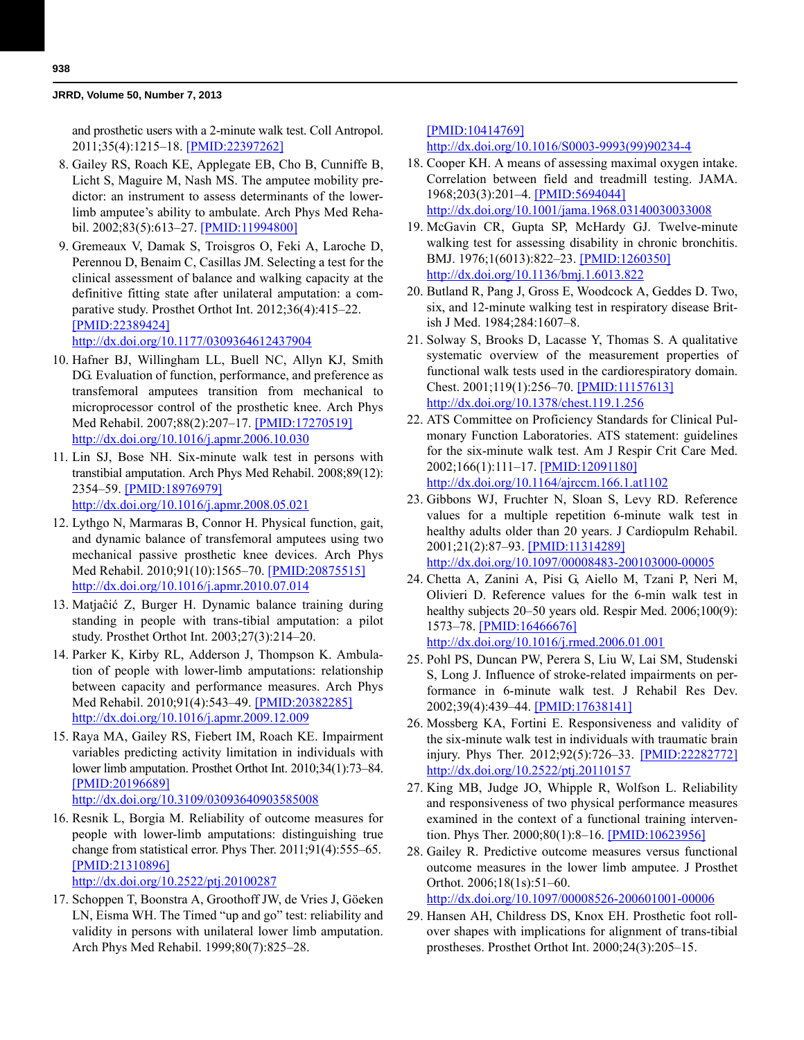and prosthetic users with a 2-minute walk test. Coll Antropol. 2011;35(4):1215–18. [PMID:22397262]

8. Gailey RS, Roach KE, Applegate EB, Cho B, Cunniffe B, Licht S, Maguire M, Nash MS. The amputee mobility predictor: an instrument to assess determinants of the lower-limb amputee's ability to ambulate. Arch Phys Med Rehabil. 2002;83(5):613–27. [PMID:11994800]
9. Gremeaux V, Damak S, Troisgros O, Feki A, Laroche D, Perennou D, Benaim C, Casillas JM. Selecting a test for the clinical assessment of balance and walking capacity at the definitive fitting state after unilateral amputation: a comparative study. Prosthet Orthot Int. 2012;36(4):415–22. [PMID:22389424] http://dx.doi.org/10.1177/0309364612437904
10. Hafner BJ, Willingham LL, Buell NC, Allyn KJ, Smith DG. Evaluation of function, performance, and preference as transfemoral amputees transition from mechanical to microprocessor control of the prosthetic knee. Arch Phys Med Rehabil. 2007;88(2):207–17. [PMID:17270519] http://dx.doi.org/10.1016/j.apmr.2006.10.030
11. Lin SJ, Bose NH. Six-minute walk test in persons with transtibial amputation. Arch Phys Med Rehabil. 2008;89(12): 2354–59. [PMID:18976979] http://dx.doi.org/10.1016/j.apmr.2008.05.021
12. Lythgo N, Marmaras B, Connor H. Physical function, gait, and dynamic balance of transfemoral amputees using two mechanical passive prosthetic knee devices. Arch Phys Med Rehabil. 2010;91(10):1565–70. [PMID:20875515] http://dx.doi.org/10.1016/j.apmr.2010.07.014
13. Matjaĉić Z, Burger H. Dynamic balance training during standing in people with trans-tibial amputation: a pilot study. Prosthet Orthot Int. 2003;27(3):214–20.
14. Parker K, Kirby RL, Adderson J, Thompson K. Ambulation of people with lower-limb amputations: relationship between capacity and performance measures. Arch Phys Med Rehabil. 2010;91(4):543–49. [PMID:20382285] http://dx.doi.org/10.1016/j.apmr.2009.12.009
15. Raya MA, Gailey RS, Fiebert IM, Roach KE. Impairment variables predicting activity limitation in individuals with lower limb amputation. Prosthet Orthot Int. 2010;34(1):73–84. [PMID:20196689] http://dx.doi.org/10.3109/03093640903585008
16. Resnik L, Borgia M. Reliability of outcome measures for people with lower-limb amputations: distinguishing true change from statistical error. Phys Ther. 2011;91(4):555–65. [PMID:21310896] http://dx.doi.org/10.2522/ptj.20100287
17. Schoppen T, Boonstra A, Groothoff JW, de Vries J, Göeken LN, Eisma WH. The Timed "up and go" test: reliability and validity in persons with unilateral lower limb amputation. Arch Phys Med Rehabil. 1999;80(7):825–28. [PMID:10414769] http://dx.doi.org/10.1016/S0003-9993(99)90234-4
18. Cooper KH. A means of assessing maximal oxygen intake. Correlation between field and treadmill testing. JAMA. 1968;203(3):201–4. [PMID:5694044] http://dx.doi.org/10.1001/jama.1968.03140030033008
19. McGavin CR, Gupta SP, McHardy GJ. Twelve-minute walking test for assessing disability in chronic bronchitis. BMJ. 1976;1(6013):822–23. [PMID:1260350] http://dx.doi.org/10.1136/bmj.1.6013.822
20. Butland R, Pang J, Gross E, Woodcock A, Geddes D. Two, six, and 12-minute walking test in respiratory disease British J Med. 1984;284:1607–8.
21. Solway S, Brooks D, Lacasse Y, Thomas S. A qualitative systematic overview of the measurement properties of functional walk tests used in the cardiorespiratory domain. Chest. 2001;119(1):256–70. [PMID:11157613] http://dx.doi.org/10.1378/chest.119.1.256
22. ATS Committee on Proficiency Standards for Clinical Pulmonary Function Laboratories. ATS statement: guidelines for the six-minute walk test. Am J Respir Crit Care Med. 2002;166(1):111–17. [PMID:12091180] http://dx.doi.org/10.1164/ajrccm.166.1.at1102
23. Gibbons WJ, Fruchter N, Sloan S, Levy RD. Reference values for a multiple repetition 6-minute walk test in healthy adults older than 20 years. J Cardiopulm Rehabil. 2001;21(2):87–93. [PMID:11314289] http://dx.doi.org/10.1097/00008483-200103000-00005
24. Chetta A, Zanini A, Pisi G, Aiello M, Tzani P, Neri M, Olivieri D. Reference values for the 6-min walk test in healthy subjects 20–50 years old. Respir Med. 2006;100(9): 1573–78. [PMID:16466676] http://dx.doi.org/10.1016/j.rmed.2006.01.001
25. Pohl PS, Duncan PW, Perera S, Liu W, Lai SM, Studenski S, Long J. Influence of stroke-related impairments on performance in 6-minute walk test. J Rehabil Res Dev. 2002;39(4):439–44. [PMID:17638141]
26. Mossberg KA, Fortini E. Responsiveness and validity of the six-minute walk test in individuals with traumatic brain injury. Phys Ther. 2012;92(5):726–33. [PMID:22282772] http://dx.doi.org/10.2522/ptj.20110157
27. King MB, Judge JO, Whipple R, Wolfson L. Reliability and responsiveness of two physical performance measures examined in the context of a functional training intervention. Phys Ther. 2000;80(1):8–16. [PMID:10623956]
28. Gailey R. Predictive outcome measures versus functional outcome measures in the lower limb amputee. J Prosthet Orthot. 2006;18(1s):51–60. http://dx.doi.org/10.1097/00008526-200601001-00006
29. Hansen AH, Childress DS, Knox EH. Prosthetic foot roll-over shapes with implications for alignment of trans-tibial prostheses. Prosthet Orthot Int. 2000;24(3):205–15.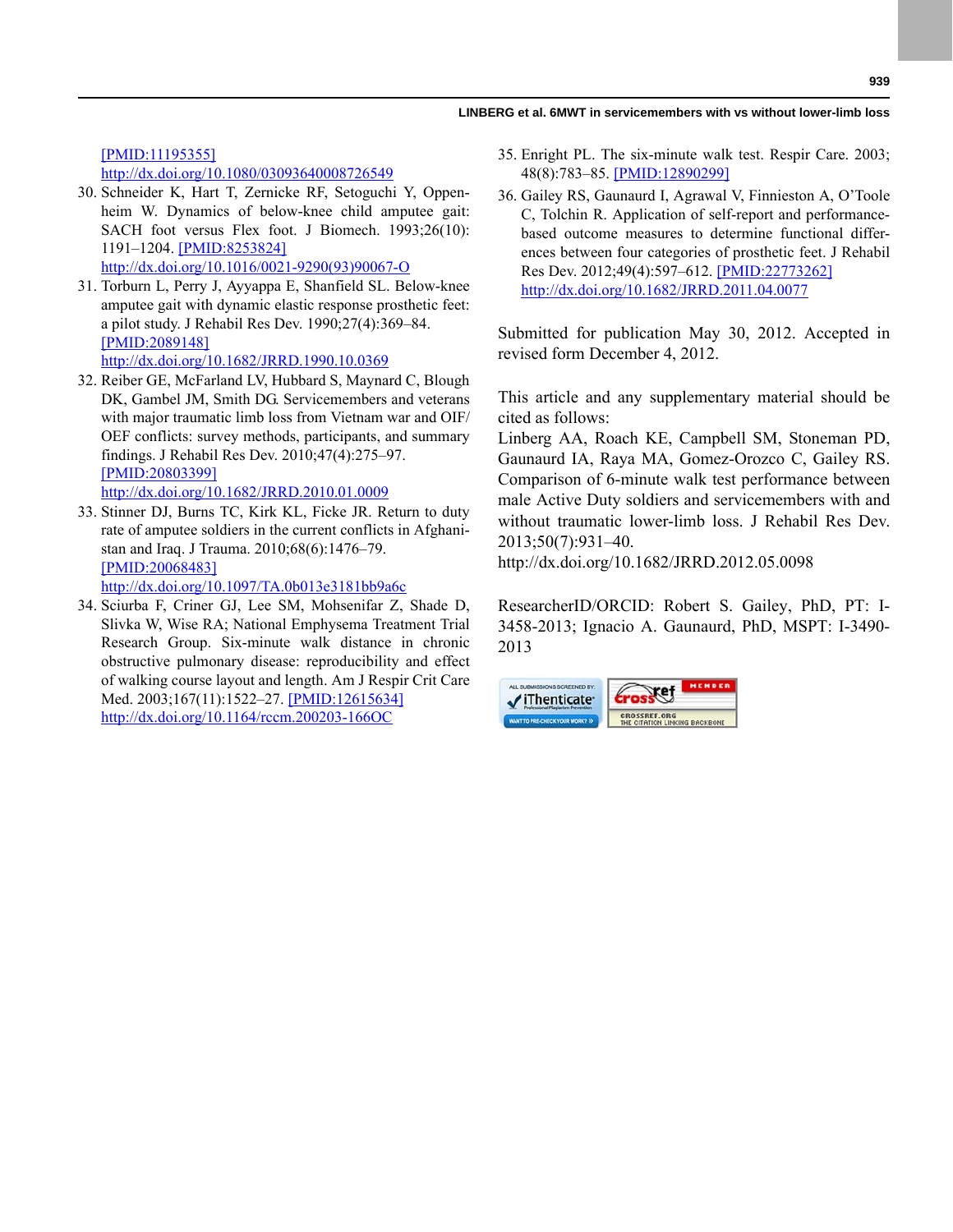[PMID:11195355]
http://dx.doi.org/10.1080/03093640008726549

30. Schneider K, Hart T, Zernicke RF, Setoguchi Y, Oppenheim W. Dynamics of below-knee child amputee gait: SACH foot versus Flex foot. J Biomech. 1993;26(10): 1191–1204. [PMID:8253824]
http://dx.doi.org/10.1016/0021-9290(93)90067-O
31. Torburn L, Perry J, Ayyappa E, Shanfield SL. Below-knee amputee gait with dynamic elastic response prosthetic feet: a pilot study. J Rehabil Res Dev. 1990;27(4):369–84. [PMID:2089148]
http://dx.doi.org/10.1682/JRRD.1990.10.0369
32. Reiber GE, McFarland LV, Hubbard S, Maynard C, Blough DK, Gambel JM, Smith DG. Servicemembers and veterans with major traumatic limb loss from Vietnam war and OIF/OEF conflicts: survey methods, participants, and summary findings. J Rehabil Res Dev. 2010;47(4):275–97. [PMID:20803399]
http://dx.doi.org/10.1682/JRRD.2010.01.0009
33. Stinner DJ, Burns TC, Kirk KL, Ficke JR. Return to duty rate of amputee soldiers in the current conflicts in Afghanistan and Iraq. J Trauma. 2010;68(6):1476–79. [PMID:20068483]
http://dx.doi.org/10.1097/TA.0b013e3181bb9a6c
34. Sciurba F, Criner GJ, Lee SM, Mohsenifar Z, Shade D, Slivka W, Wise RA; National Emphysema Treatment Trial Research Group. Six-minute walk distance in chronic obstructive pulmonary disease: reproducibility and effect of walking course layout and length. Am J Respir Crit Care Med. 2003;167(11):1522–27. [PMID:12615634]
http://dx.doi.org/10.1164/rccm.200203-166OC
35. Enright PL. The six-minute walk test. Respir Care. 2003; 48(8):783–85. [PMID:12890299]
36. Gailey RS, Gaunaurd I, Agrawal V, Finnieston A, O'Toole C, Tolchin R. Application of self-report and performance-based outcome measures to determine functional differences between four categories of prosthetic feet. J Rehabil Res Dev. 2012;49(4):597–612. [PMID:22773262]
http://dx.doi.org/10.1682/JRRD.2011.04.0077

Submitted for publication May 30, 2012. Accepted in revised form December 4, 2012.

This article and any supplementary material should be cited as follows:
Linberg AA, Roach KE, Campbell SM, Stoneman PD, Gaunaurd IA, Raya MA, Gomez-Orozco C, Gailey RS. Comparison of 6-minute walk test performance between male Active Duty soldiers and servicemembers with and without traumatic lower-limb loss. J Rehabil Res Dev. 2013;50(7):931–40.
http://dx.doi.org/10.1682/JRRD.2012.05.0098

ResearcherID/ORCID: Robert S. Gailey, PhD, PT: I-3458-2013; Ignacio A. Gaunaurd, PhD, MSPT: I-3490-2013